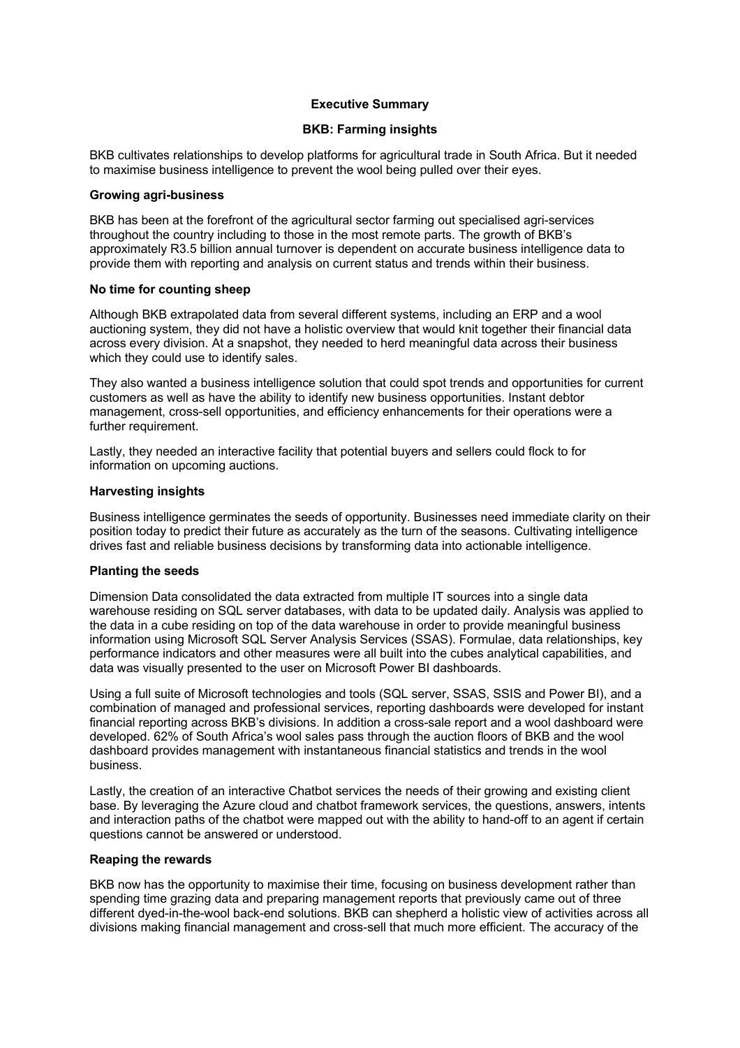## Executive Summary

## BKB: Farming insights

BKB cultivates relationships to develop platforms for agricultural trade in South Africa. But it needed to maximise business intelligence to prevent the wool being pulled over their eyes.

### Growing agri-business

BKB has been at the forefront of the agricultural sector farming out specialised agri-services throughout the country including to those in the most remote parts. The growth of BKB's approximately R3.5 billion annual turnover is dependent on accurate business intelligence data to provide them with reporting and analysis on current status and trends within their business.

### No time for counting sheep

Although BKB extrapolated data from several different systems, including an ERP and a wool auctioning system, they did not have a holistic overview that would knit together their financial data across every division. At a snapshot, they needed to herd meaningful data across their business which they could use to identify sales.

They also wanted a business intelligence solution that could spot trends and opportunities for current customers as well as have the ability to identify new business opportunities. Instant debtor management, cross-sell opportunities, and efficiency enhancements for their operations were a further requirement.

Lastly, they needed an interactive facility that potential buyers and sellers could flock to for information on upcoming auctions.

### Harvesting insights

Business intelligence germinates the seeds of opportunity. Businesses need immediate clarity on their position today to predict their future as accurately as the turn of the seasons. Cultivating intelligence drives fast and reliable business decisions by transforming data into actionable intelligence.

### Planting the seeds

Dimension Data consolidated the data extracted from multiple IT sources into a single data warehouse residing on SQL server databases, with data to be updated daily. Analysis was applied to the data in a cube residing on top of the data warehouse in order to provide meaningful business information using Microsoft SQL Server Analysis Services (SSAS). Formulae, data relationships, key performance indicators and other measures were all built into the cubes analytical capabilities, and data was visually presented to the user on Microsoft Power BI dashboards.

Using a full suite of Microsoft technologies and tools (SQL server, SSAS, SSIS and Power BI), and a combination of managed and professional services, reporting dashboards were developed for instant financial reporting across BKB's divisions. In addition a cross-sale report and a wool dashboard were developed. 62% of South Africa's wool sales pass through the auction floors of BKB and the wool dashboard provides management with instantaneous financial statistics and trends in the wool business.

Lastly, the creation of an interactive Chatbot services the needs of their growing and existing client base. By leveraging the Azure cloud and chatbot framework services, the questions, answers, intents and interaction paths of the chatbot were mapped out with the ability to hand-off to an agent if certain questions cannot be answered or understood.

### Reaping the rewards

BKB now has the opportunity to maximise their time, focusing on business development rather than spending time grazing data and preparing management reports that previously came out of three different dyed-in-the-wool back-end solutions. BKB can shepherd a holistic view of activities across all divisions making financial management and cross-sell that much more efficient. The accuracy of the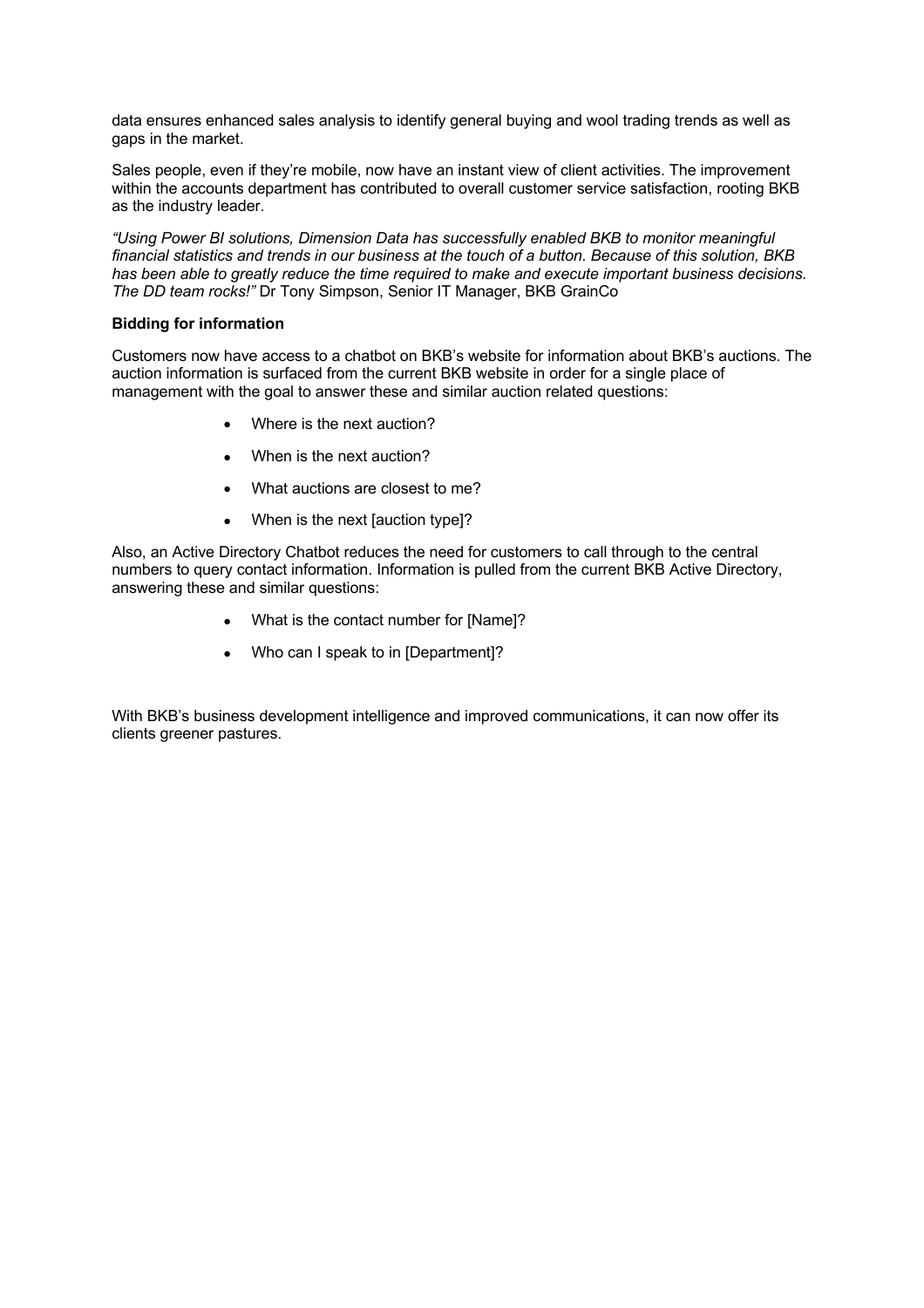data ensures enhanced sales analysis to identify general buying and wool trading trends as well as gaps in the market.

Sales people, even if they're mobile, now have an instant view of client activities. The improvement within the accounts department has contributed to overall customer service satisfaction, rooting BKB as the industry leader.

*"Using Power BI solutions, Dimension Data has successfully enabled BKB to monitor meaningful financial statistics and trends in our business at the touch of a button. Because of this solution, BKB has been able to greatly reduce the time required to make and execute important business decisions. The DD team rocks!"* Dr Tony Simpson, Senior IT Manager, BKB GrainCo

**Bidding for information**

Customers now have access to a chatbot on BKB's website for information about BKB's auctions. The auction information is surfaced from the current BKB website in order for a single place of management with the goal to answer these and similar auction related questions:

- Where is the next auction?
- When is the next auction?
- What auctions are closest to me?
- When is the next [auction type]?

Also, an Active Directory Chatbot reduces the need for customers to call through to the central numbers to query contact information. Information is pulled from the current BKB Active Directory, answering these and similar questions:

- What is the contact number for [Name]?
- Who can I speak to in [Department]?

With BKB's business development intelligence and improved communications, it can now offer its clients greener pastures.